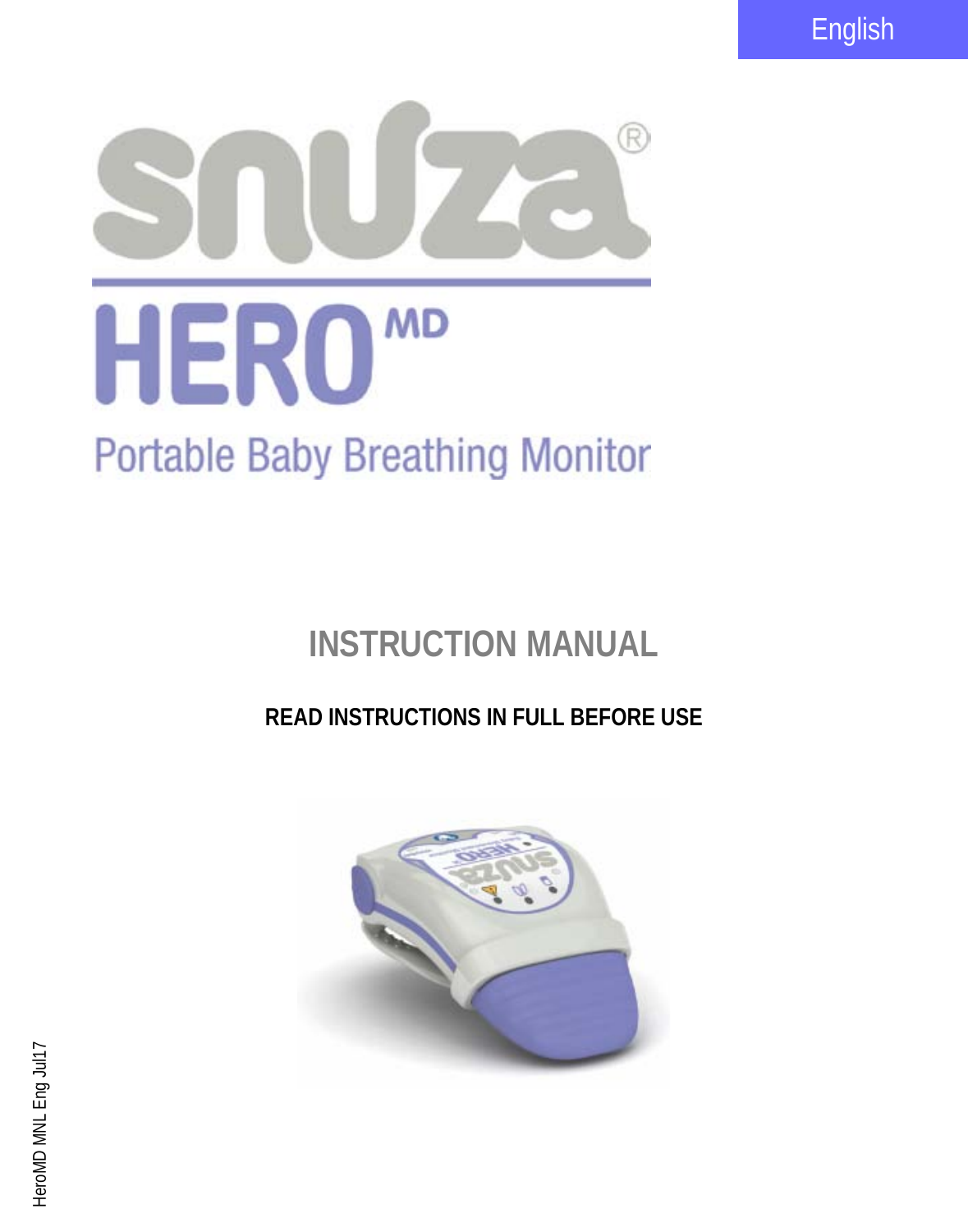English

# snuza®

# HERO MD

## Portable Baby Breathing Monitor

## INSTRUCTION MANUAL

**READ INSTRUCTIONS IN FULL BEFORE USE**

HeroMD MNL Eng Jul17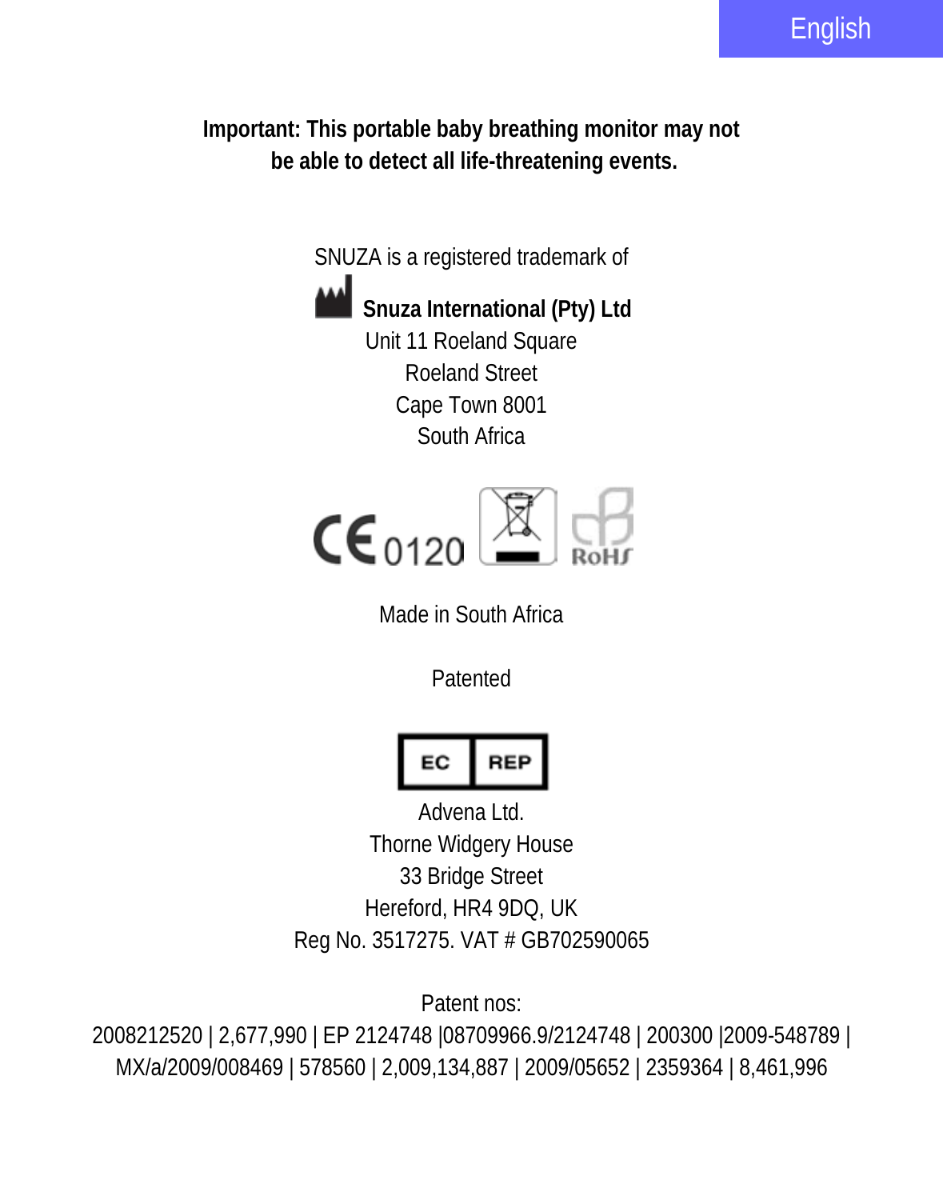**Important: This portable baby breathing monitor may not be able to detect all life-threatening events.**

SNUZA is a registered trademark of

**Snuza International (Pty) Ltd**
Unit 11 Roeland Square
Roeland Street
Cape Town 8001
South Africa

CE 0120

Made in South Africa

Patented

EC REP

Advena Ltd.
Thorne Widgery House
33 Bridge Street
Hereford, HR4 9DQ, UK
Reg No. 3517275. VAT # GB702590065

Patent nos:
2008212520 | 2,677,990 | EP 2124748 |08709966.9/2124748 | 200300 |2009-548789 | MX/a/2009/008469 | 578560 | 2,009,134,887 | 2009/05652 | 2359364 | 8,461,996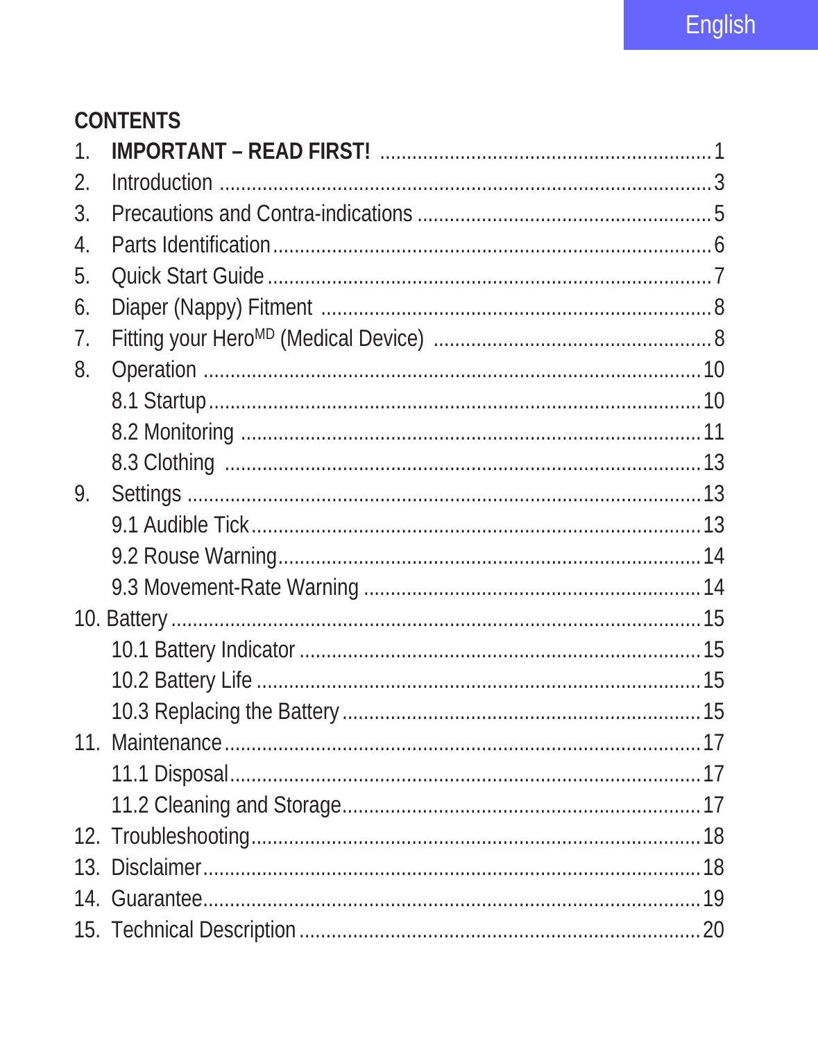English

## CONTENTS

1. **IMPORTANT – READ FIRST!** ............ 1
2. Introduction ............ 3
3. Precautions and Contra-indications ............ 5
4. Parts Identification ............ 6
5. Quick Start Guide ............ 7
6. Diaper (Nappy) Fitment ............ 8
7. Fitting your Hero[MD] (Medical Device) ............ 8
8. Operation ............ 10
   - 8.1 Startup ............ 10
   - 8.2 Monitoring ............ 11
   - 8.3 Clothing ............ 13
9. Settings ............ 13
   - 9.1 Audible Tick ............ 13
   - 9.2 Rouse Warning ............ 14
   - 9.3 Movement-Rate Warning ............ 14
10. Battery ............ 15
    - 10.1 Battery Indicator ............ 15
    - 10.2 Battery Life ............ 15
    - 10.3 Replacing the Battery ............ 15
11. Maintenance ............ 17
    - 11.1 Disposal ............ 17
    - 11.2 Cleaning and Storage ............ 17
12. Troubleshooting ............ 18
13. Disclaimer ............ 18
14. Guarantee ............ 19
15. Technical Description ............ 20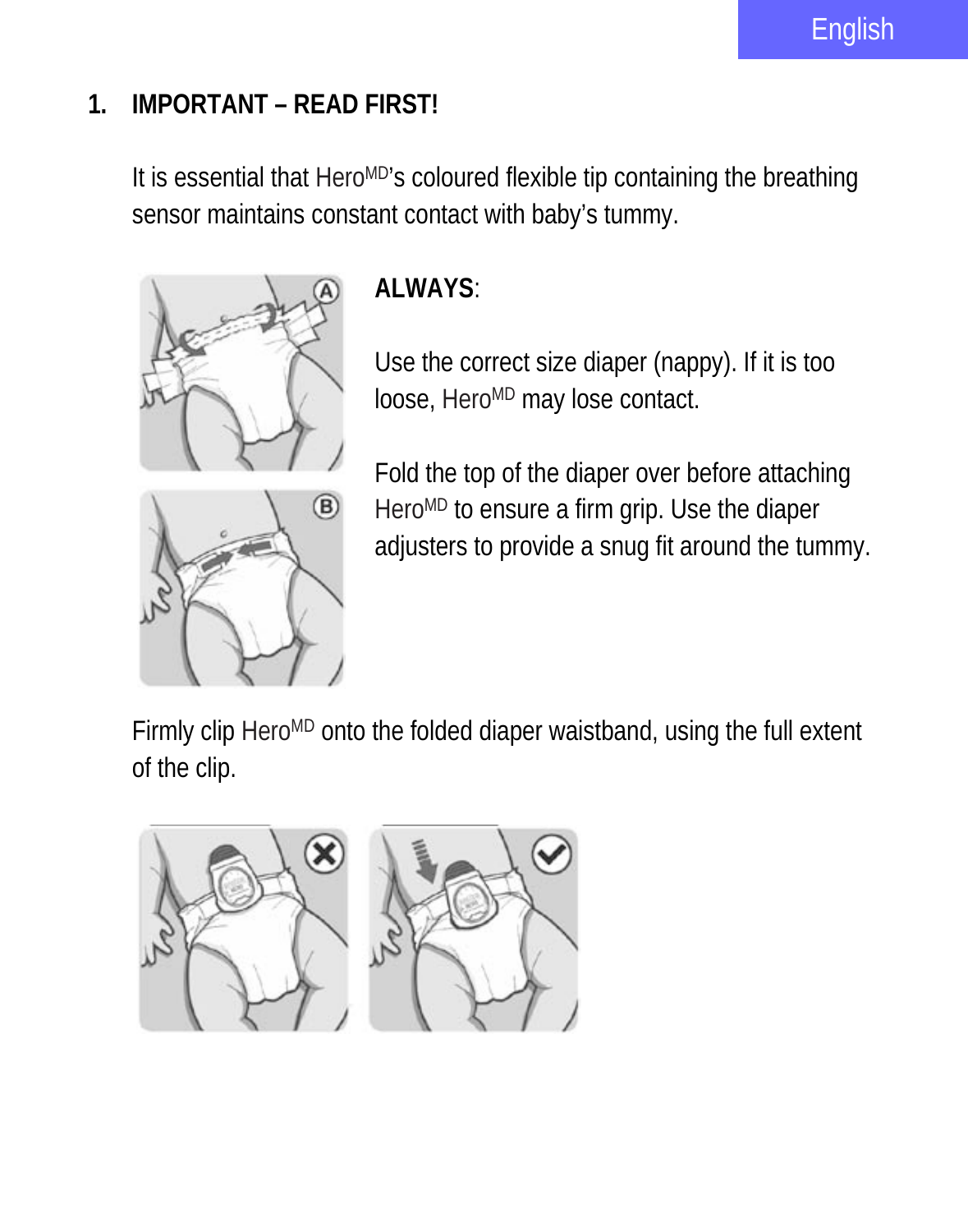# 1. IMPORTANT – READ FIRST!

It is essential that Hero[MD]'s coloured flexible tip containing the breathing sensor maintains constant contact with baby's tummy.

**ALWAYS**:

Use the correct size diaper (nappy). If it is too loose, Hero[MD] may lose contact.

Fold the top of the diaper over before attaching Hero[MD] to ensure a firm grip. Use the diaper adjusters to provide a snug fit around the tummy.

Firmly clip Hero[MD] onto the folded diaper waistband, using the full extent of the clip.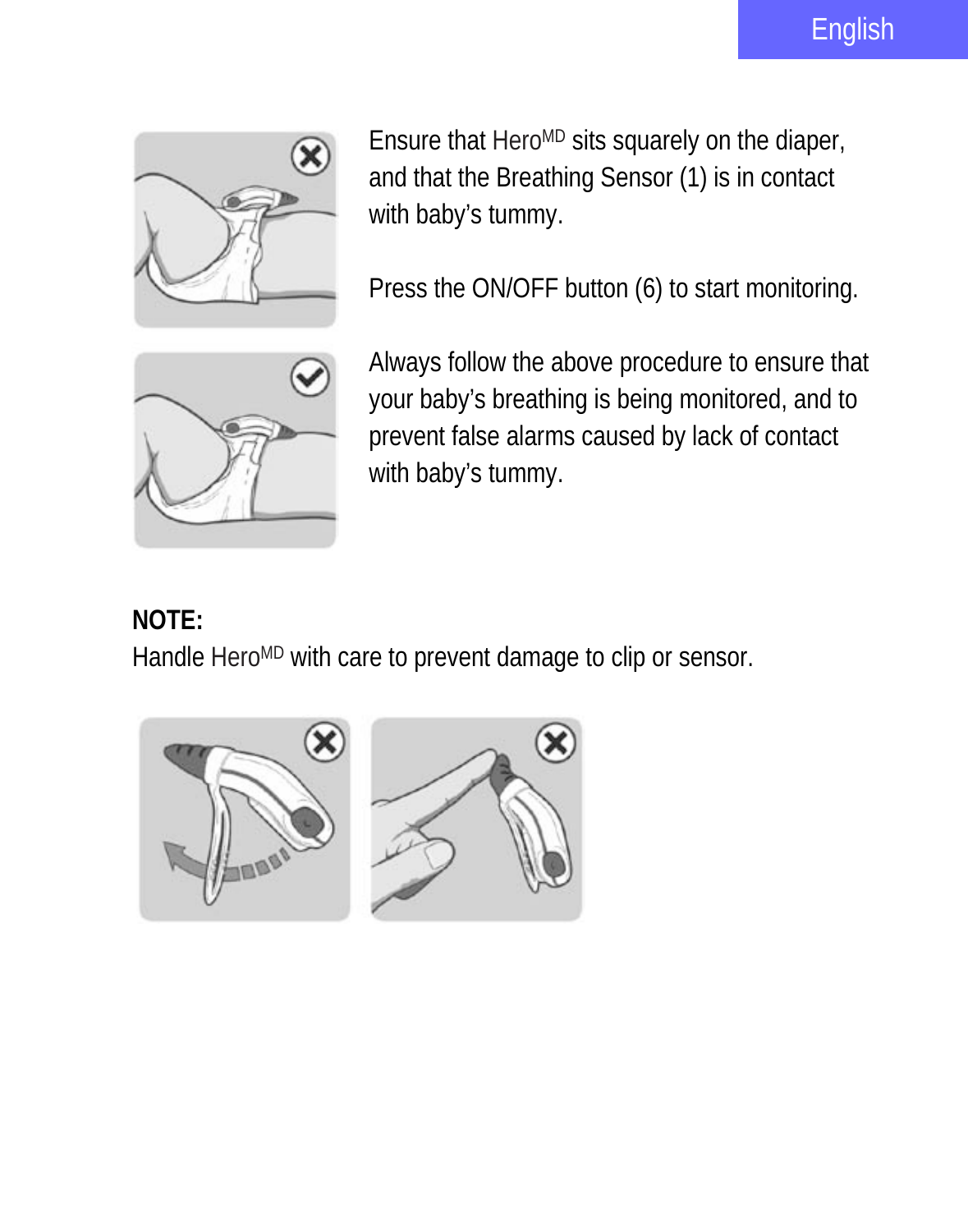Ensure that Hero$^{MD}$ sits squarely on the diaper, and that the Breathing Sensor (1) is in contact with baby's tummy.

Press the ON/OFF button (6) to start monitoring.

Always follow the above procedure to ensure that your baby's breathing is being monitored, and to prevent false alarms caused by lack of contact with baby's tummy.

**NOTE:**
Handle Hero$^{MD}$ with care to prevent damage to clip or sensor.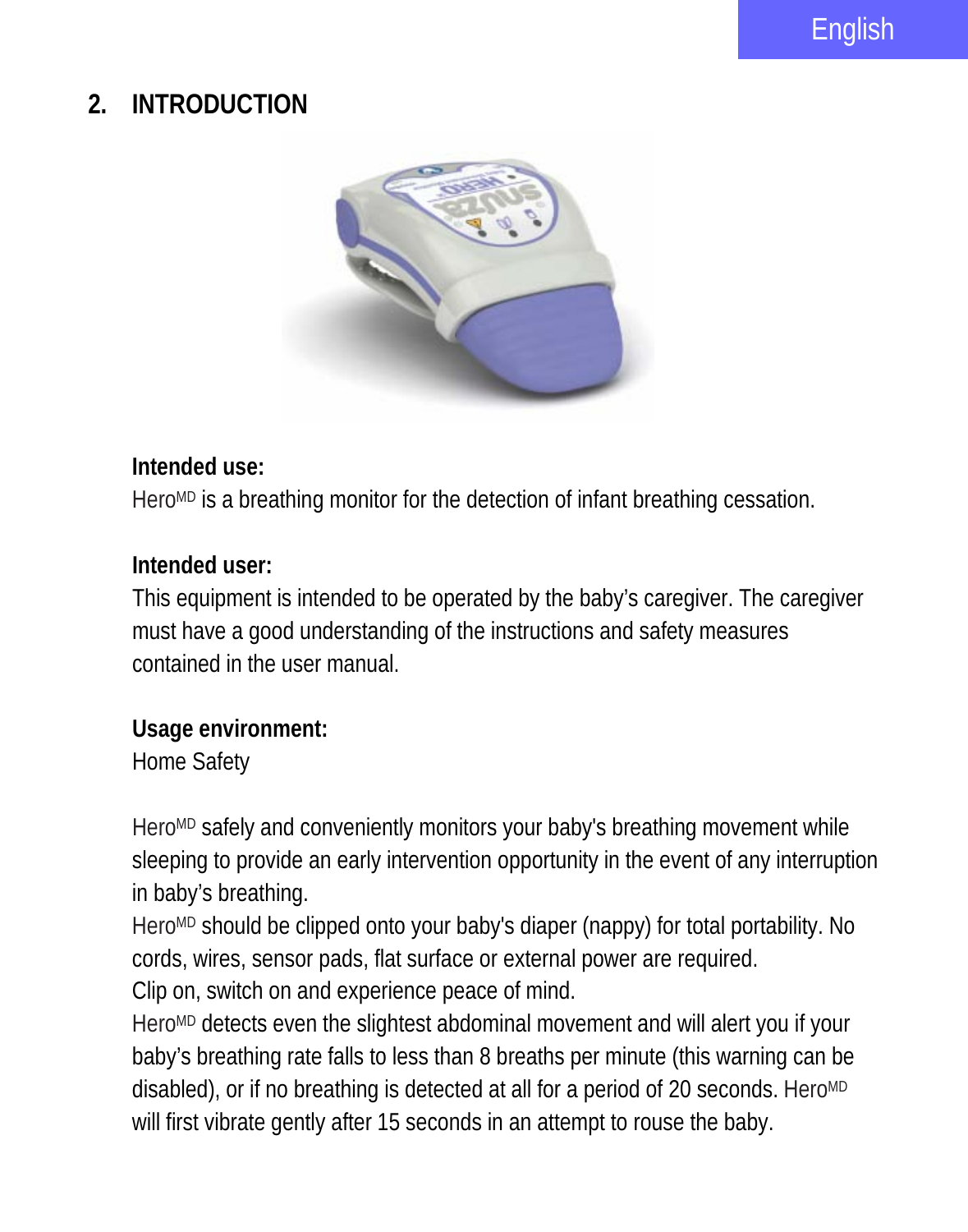## 2. INTRODUCTION

**Intended use:**

Hero[MD] is a breathing monitor for the detection of infant breathing cessation.

**Intended user:**

This equipment is intended to be operated by the baby's caregiver. The caregiver must have a good understanding of the instructions and safety measures contained in the user manual.

**Usage environment:**

Home Safety

Hero[MD] safely and conveniently monitors your baby's breathing movement while sleeping to provide an early intervention opportunity in the event of any interruption in baby's breathing.

Hero[MD] should be clipped onto your baby's diaper (nappy) for total portability. No cords, wires, sensor pads, flat surface or external power are required.

Clip on, switch on and experience peace of mind.

Hero[MD] detects even the slightest abdominal movement and will alert you if your baby's breathing rate falls to less than 8 breaths per minute (this warning can be disabled), or if no breathing is detected at all for a period of 20 seconds. Hero[MD] will first vibrate gently after 15 seconds in an attempt to rouse the baby.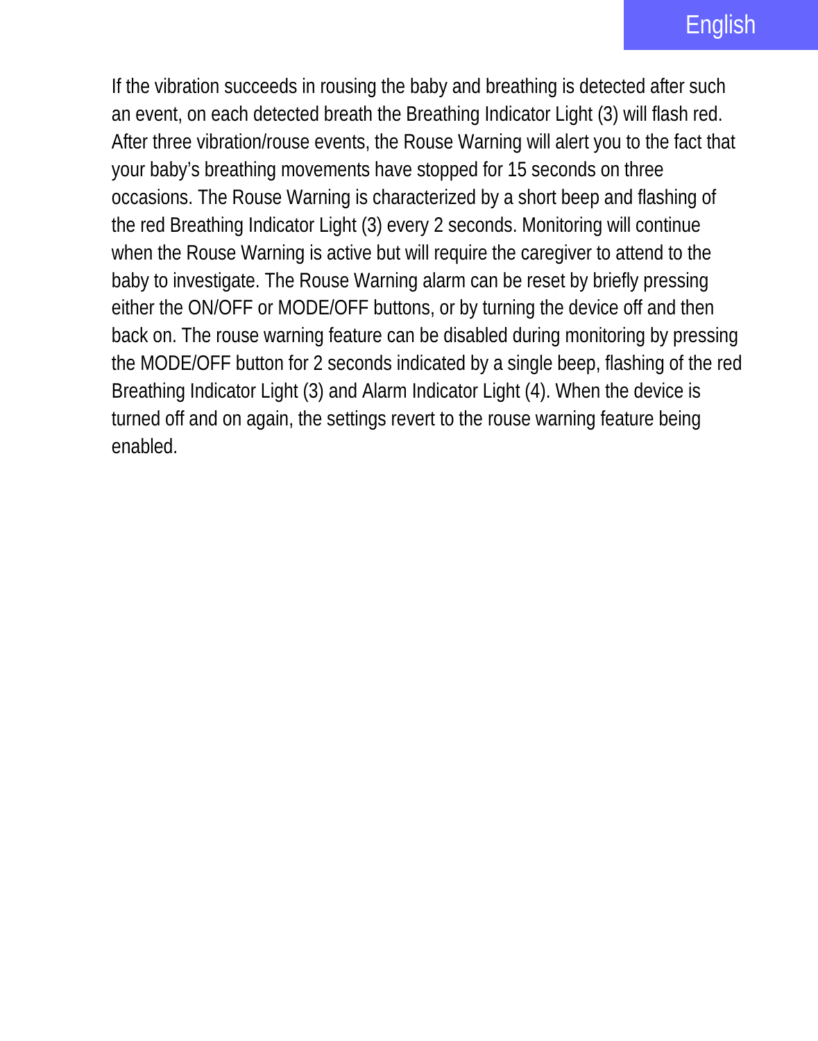If the vibration succeeds in rousing the baby and breathing is detected after such an event, on each detected breath the Breathing Indicator Light (3) will flash red. After three vibration/rouse events, the Rouse Warning will alert you to the fact that your baby's breathing movements have stopped for 15 seconds on three occasions. The Rouse Warning is characterized by a short beep and flashing of the red Breathing Indicator Light (3) every 2 seconds. Monitoring will continue when the Rouse Warning is active but will require the caregiver to attend to the baby to investigate. The Rouse Warning alarm can be reset by briefly pressing either the ON/OFF or MODE/OFF buttons, or by turning the device off and then back on. The rouse warning feature can be disabled during monitoring by pressing the MODE/OFF button for 2 seconds indicated by a single beep, flashing of the red Breathing Indicator Light (3) and Alarm Indicator Light (4). When the device is turned off and on again, the settings revert to the rouse warning feature being enabled.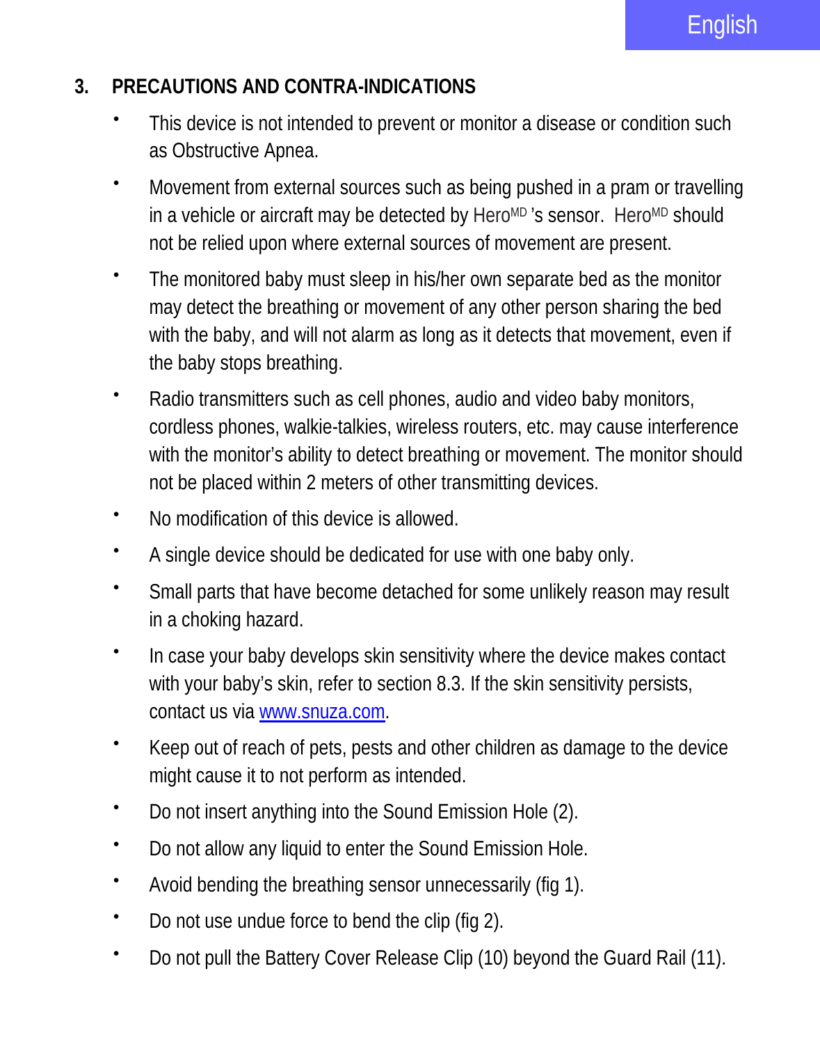## 3. PRECAUTIONS AND CONTRA-INDICATIONS

- This device is not intended to prevent or monitor a disease or condition such as Obstructive Apnea.
- Movement from external sources such as being pushed in a pram or travelling in a vehicle or aircraft may be detected by Hero[MD] 's sensor. Hero[MD] should not be relied upon where external sources of movement are present.
- The monitored baby must sleep in his/her own separate bed as the monitor may detect the breathing or movement of any other person sharing the bed with the baby, and will not alarm as long as it detects that movement, even if the baby stops breathing.
- Radio transmitters such as cell phones, audio and video baby monitors, cordless phones, walkie-talkies, wireless routers, etc. may cause interference with the monitor's ability to detect breathing or movement. The monitor should not be placed within 2 meters of other transmitting devices.
- No modification of this device is allowed.
- A single device should be dedicated for use with one baby only.
- Small parts that have become detached for some unlikely reason may result in a choking hazard.
- In case your baby develops skin sensitivity where the device makes contact with your baby's skin, refer to section 8.3. If the skin sensitivity persists, contact us via www.snuza.com.
- Keep out of reach of pets, pests and other children as damage to the device might cause it to not perform as intended.
- Do not insert anything into the Sound Emission Hole (2).
- Do not allow any liquid to enter the Sound Emission Hole.
- Avoid bending the breathing sensor unnecessarily (fig 1).
- Do not use undue force to bend the clip (fig 2).
- Do not pull the Battery Cover Release Clip (10) beyond the Guard Rail (11).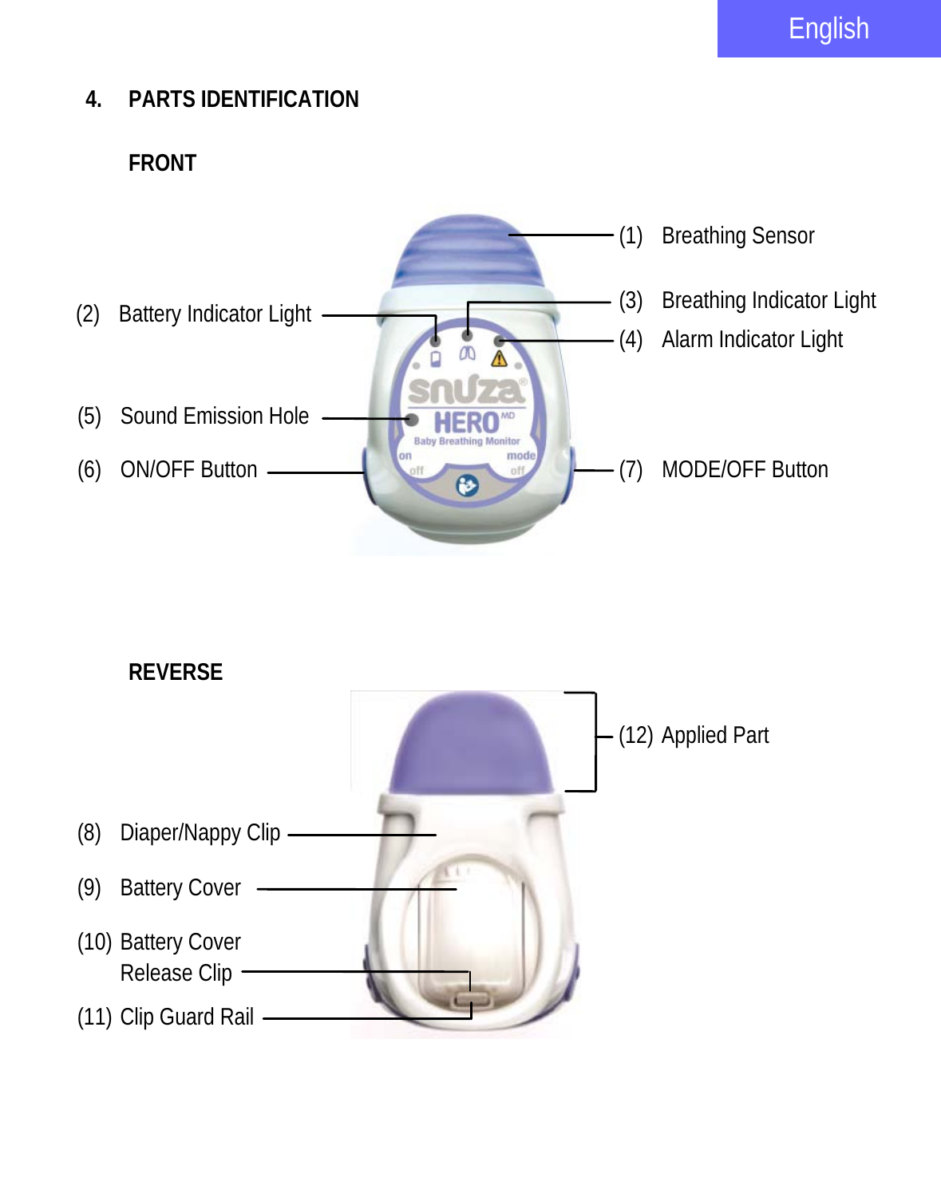## 4. PARTS IDENTIFICATION

### FRONT

(1) Breathing Sensor

(2) Battery Indicator Light

(3) Breathing Indicator Light

(4) Alarm Indicator Light

(5) Sound Emission Hole

(6) ON/OFF Button

(7) MODE/OFF Button

### REVERSE

(8) Diaper/Nappy Clip

(9) Battery Cover

(10) Battery Cover Release Clip

(11) Clip Guard Rail

(12) Applied Part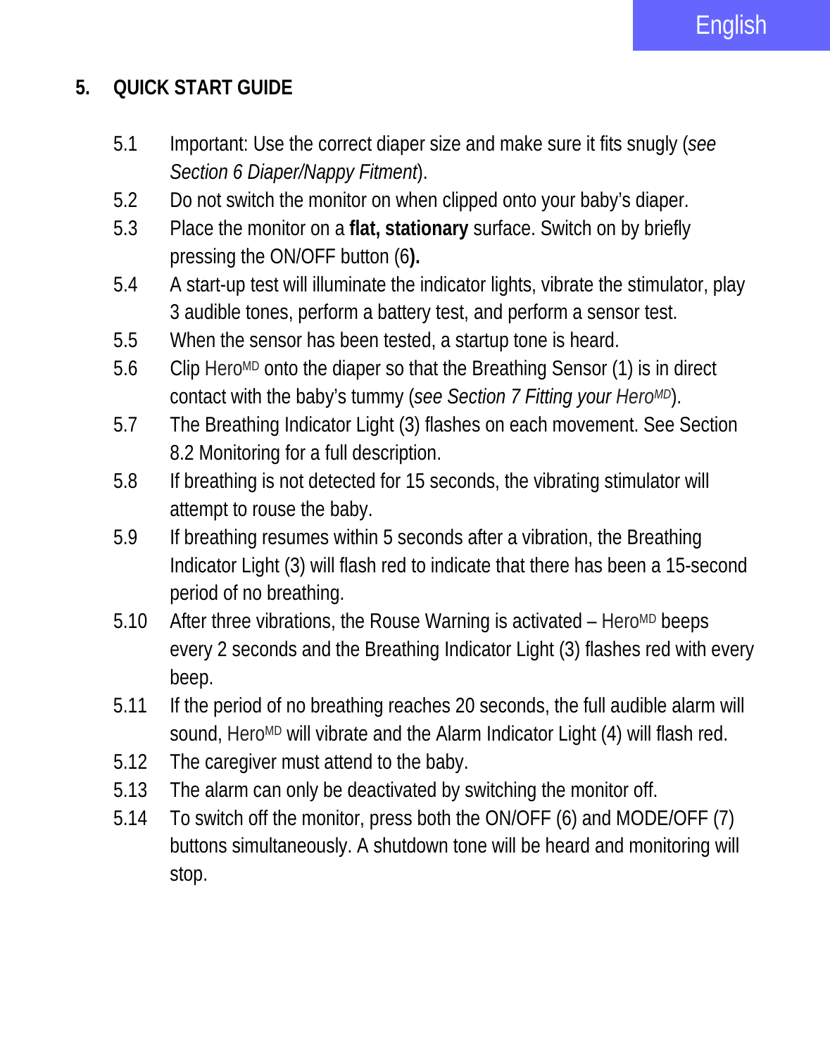## 5. QUICK START GUIDE

5.1 Important: Use the correct diaper size and make sure it fits snugly (*see Section 6 Diaper/Nappy Fitment*).

5.2 Do not switch the monitor on when clipped onto your baby's diaper.

5.3 Place the monitor on a **flat, stationary** surface. Switch on by briefly pressing the ON/OFF button (6**).**

5.4 A start-up test will illuminate the indicator lights, vibrate the stimulator, play 3 audible tones, perform a battery test, and perform a sensor test.

5.5 When the sensor has been tested, a startup tone is heard.

5.6 Clip HeroMD onto the diaper so that the Breathing Sensor (1) is in direct contact with the baby's tummy (*see Section 7 Fitting your HeroMD*).

5.7 The Breathing Indicator Light (3) flashes on each movement. See Section 8.2 Monitoring for a full description.

5.8 If breathing is not detected for 15 seconds, the vibrating stimulator will attempt to rouse the baby.

5.9 If breathing resumes within 5 seconds after a vibration, the Breathing Indicator Light (3) will flash red to indicate that there has been a 15-second period of no breathing.

5.10 After three vibrations, the Rouse Warning is activated – HeroMD beeps every 2 seconds and the Breathing Indicator Light (3) flashes red with every beep.

5.11 If the period of no breathing reaches 20 seconds, the full audible alarm will sound, HeroMD will vibrate and the Alarm Indicator Light (4) will flash red.

5.12 The caregiver must attend to the baby.

5.13 The alarm can only be deactivated by switching the monitor off.

5.14 To switch off the monitor, press both the ON/OFF (6) and MODE/OFF (7) buttons simultaneously. A shutdown tone will be heard and monitoring will stop.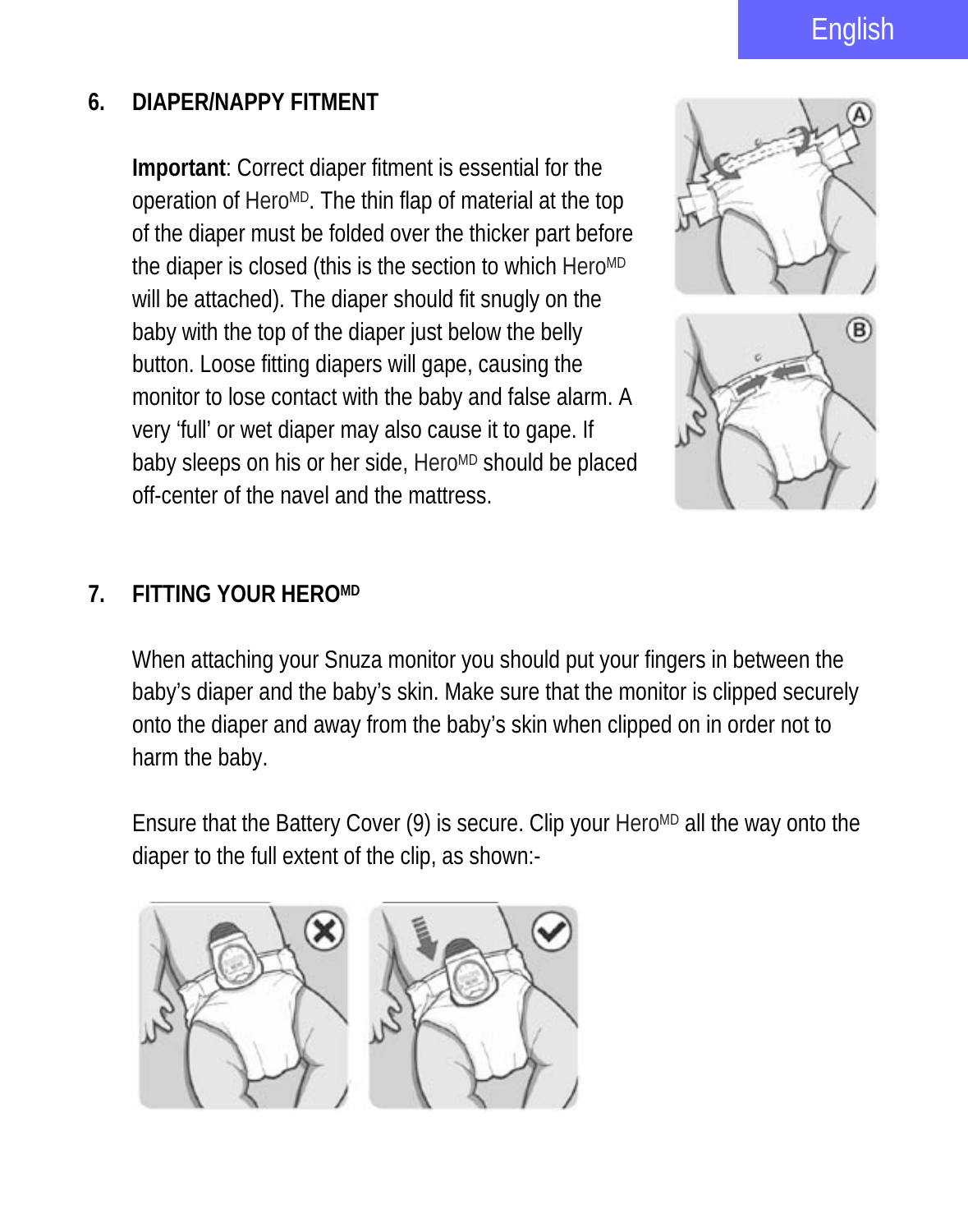## 6. DIAPER/NAPPY FITMENT

**Important**: Correct diaper fitment is essential for the operation of Hero[MD]. The thin flap of material at the top of the diaper must be folded over the thicker part before the diaper is closed (this is the section to which Hero[MD] will be attached). The diaper should fit snugly on the baby with the top of the diaper just below the belly button. Loose fitting diapers will gape, causing the monitor to lose contact with the baby and false alarm. A very 'full' or wet diaper may also cause it to gape. If baby sleeps on his or her side, Hero[MD] should be placed off-center of the navel and the mattress.

## 7. FITTING YOUR HERO[MD]

When attaching your Snuza monitor you should put your fingers in between the baby's diaper and the baby's skin. Make sure that the monitor is clipped securely onto the diaper and away from the baby's skin when clipped on in order not to harm the baby.

Ensure that the Battery Cover (9) is secure. Clip your Hero[MD] all the way onto the diaper to the full extent of the clip, as shown:-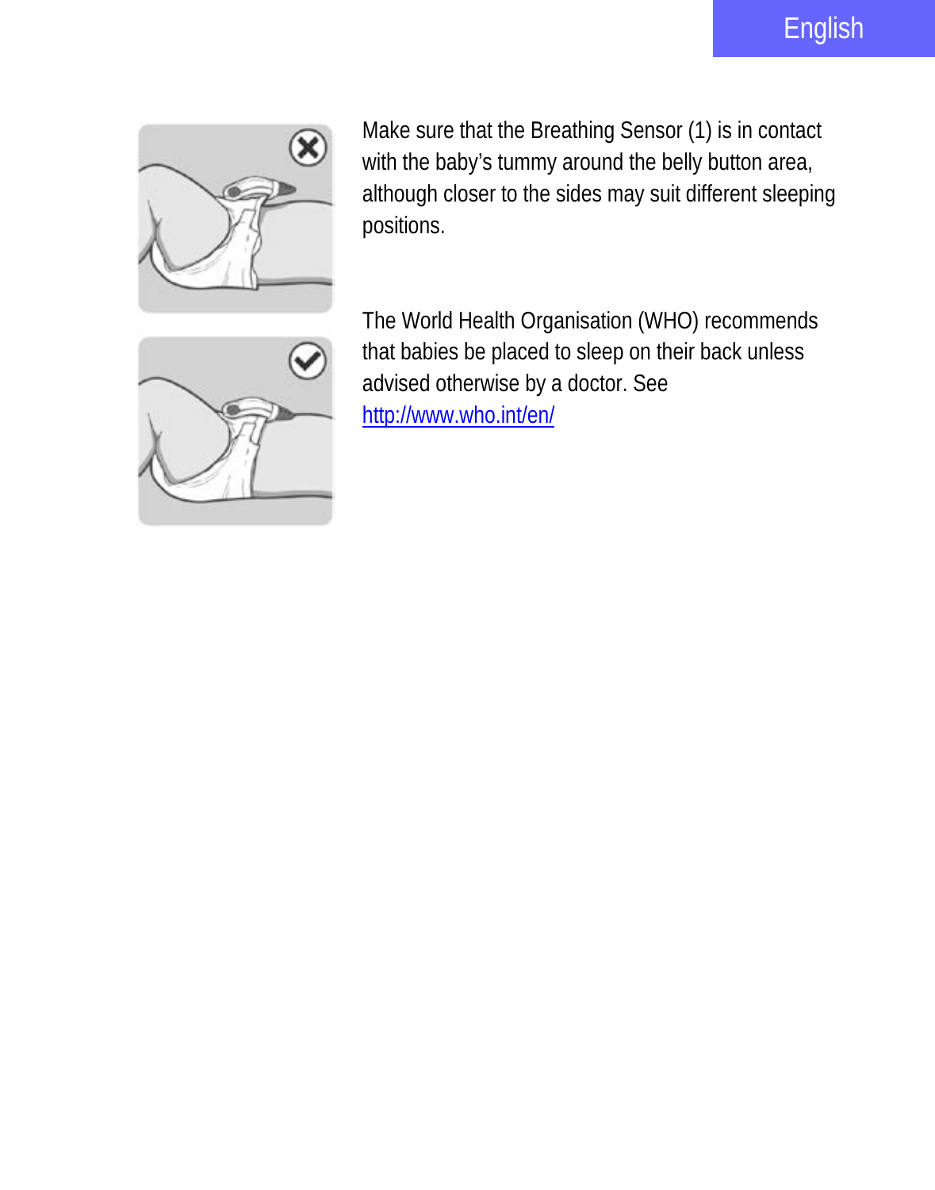Make sure that the Breathing Sensor (1) is in contact with the baby's tummy around the belly button area, although closer to the sides may suit different sleeping positions.

The World Health Organisation (WHO) recommends that babies be placed to sleep on their back unless advised otherwise by a doctor. See http://www.who.int/en/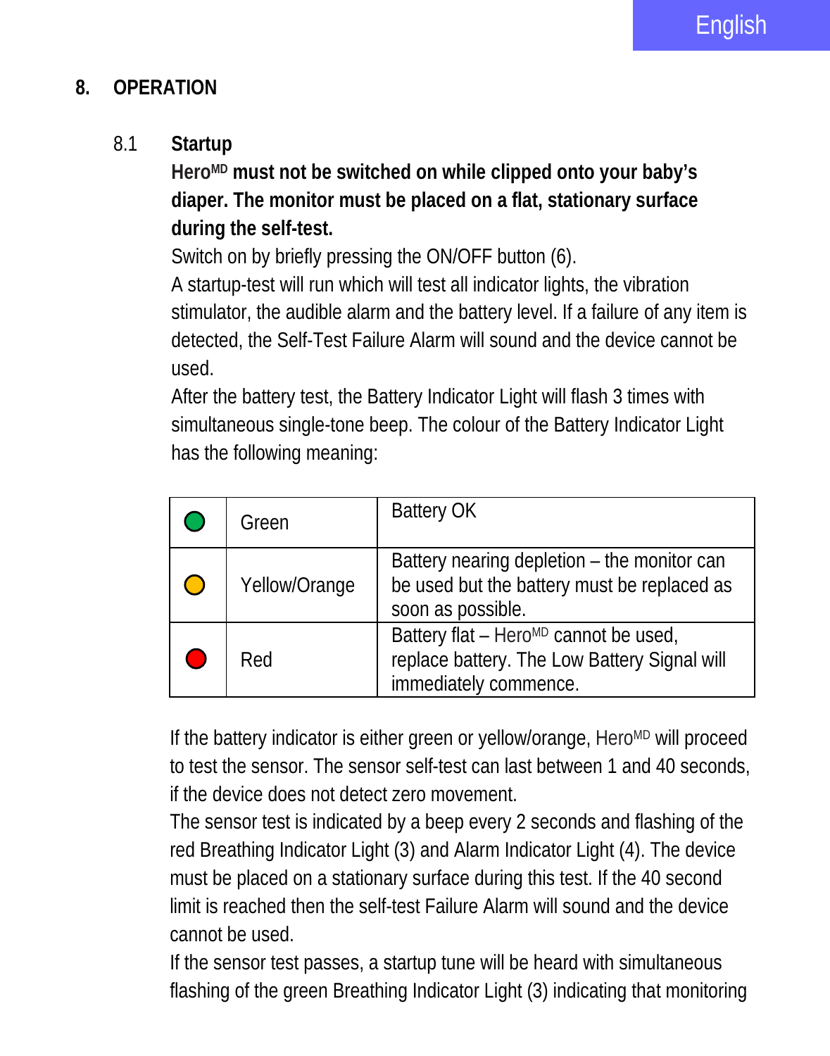## 8. OPERATION

### 8.1 Startup

**Hero$^{MD}$ must not be switched on while clipped onto your baby's diaper. The monitor must be placed on a flat, stationary surface during the self-test.**

Switch on by briefly pressing the ON/OFF button (6).

A startup-test will run which will test all indicator lights, the vibration stimulator, the audible alarm and the battery level. If a failure of any item is detected, the Self-Test Failure Alarm will sound and the device cannot be used.

After the battery test, the Battery Indicator Light will flash 3 times with simultaneous single-tone beep. The colour of the Battery Indicator Light has the following meaning:

| | | |
|---|---|---|
| 🟢 | Green | Battery OK |
| 🟡 | Yellow/Orange | Battery nearing depletion – the monitor can be used but the battery must be replaced as soon as possible. |
| 🔴 | Red | Battery flat – Hero$^{MD}$ cannot be used, replace battery. The Low Battery Signal will immediately commence. |

If the battery indicator is either green or yellow/orange, Hero$^{MD}$ will proceed to test the sensor. The sensor self-test can last between 1 and 40 seconds, if the device does not detect zero movement.

The sensor test is indicated by a beep every 2 seconds and flashing of the red Breathing Indicator Light (3) and Alarm Indicator Light (4). The device must be placed on a stationary surface during this test. If the 40 second limit is reached then the self-test Failure Alarm will sound and the device cannot be used.

If the sensor test passes, a startup tune will be heard with simultaneous flashing of the green Breathing Indicator Light (3) indicating that monitoring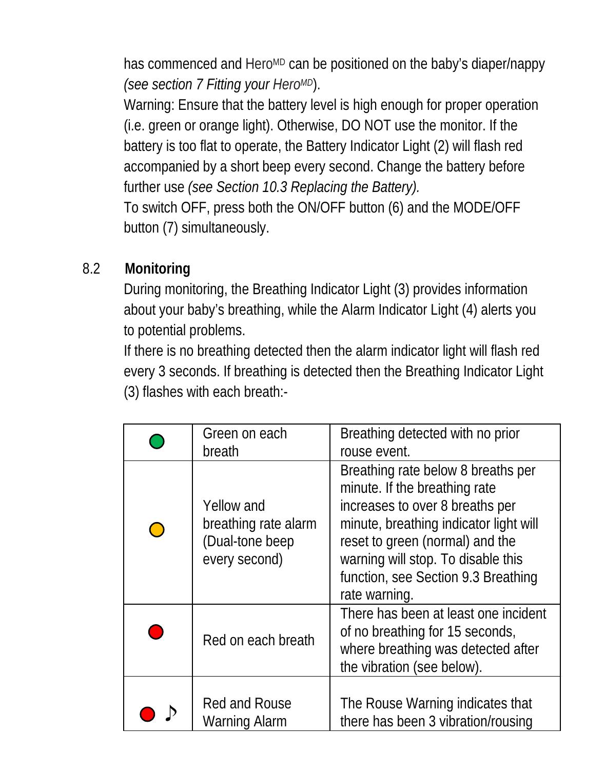has commenced and Hero[MD] can be positioned on the baby's diaper/nappy *(see section 7 Fitting your Hero[MD])*.

Warning: Ensure that the battery level is high enough for proper operation (i.e. green or orange light). Otherwise, DO NOT use the monitor. If the battery is too flat to operate, the Battery Indicator Light (2) will flash red accompanied by a short beep every second. Change the battery before further use *(see Section 10.3 Replacing the Battery).*

To switch OFF, press both the ON/OFF button (6) and the MODE/OFF button (7) simultaneously.

## 8.2 Monitoring

During monitoring, the Breathing Indicator Light (3) provides information about your baby's breathing, while the Alarm Indicator Light (4) alerts you to potential problems.

If there is no breathing detected then the alarm indicator light will flash red every 3 seconds. If breathing is detected then the Breathing Indicator Light (3) flashes with each breath:-

| | | |
|---|---|---|
| 🟢 | Green on each breath | Breathing detected with no prior rouse event. |
| 🟡 | Yellow and breathing rate alarm (Dual-tone beep every second) | Breathing rate below 8 breaths per minute. If the breathing rate increases to over 8 breaths per minute, breathing indicator light will reset to green (normal) and the warning will stop. To disable this function, see Section 9.3 Breathing rate warning. |
| 🔴 | Red on each breath | There has been at least one incident of no breathing for 15 seconds, where breathing was detected after the vibration (see below). |
| 🔴 ♪ | Red and Rouse Warning Alarm | The Rouse Warning indicates that there has been 3 vibration/rousing |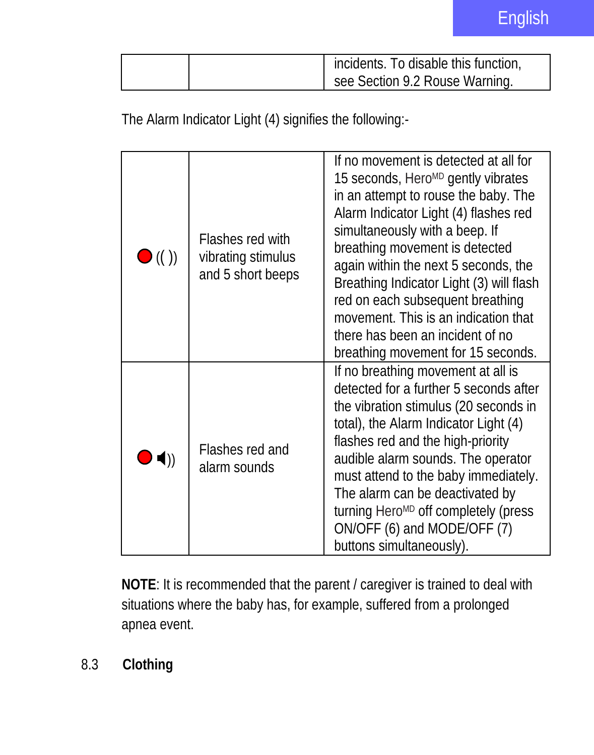| | | incidents. To disable this function, see Section 9.2 Rouse Warning. |
|---|---|---|

The Alarm Indicator Light (4) signifies the following:-

| | | |
|---|---|---|
| 🔴 (( )) | Flashes red with vibrating stimulus and 5 short beeps | If no movement is detected at all for 15 seconds, Hero[MD] gently vibrates in an attempt to rouse the baby. The Alarm Indicator Light (4) flashes red simultaneously with a beep. If breathing movement is detected again within the next 5 seconds, the Breathing Indicator Light (3) will flash red on each subsequent breathing movement. This is an indication that there has been an incident of no breathing movement for 15 seconds. |
| 🔴 🔈)) | Flashes red and alarm sounds | If no breathing movement at all is detected for a further 5 seconds after the vibration stimulus (20 seconds in total), the Alarm Indicator Light (4) flashes red and the high-priority audible alarm sounds. The operator must attend to the baby immediately. The alarm can be deactivated by turning Hero[MD] off completely (press ON/OFF (6) and MODE/OFF (7) buttons simultaneously). |

**NOTE**: It is recommended that the parent / caregiver is trained to deal with situations where the baby has, for example, suffered from a prolonged apnea event.

## 8.3 Clothing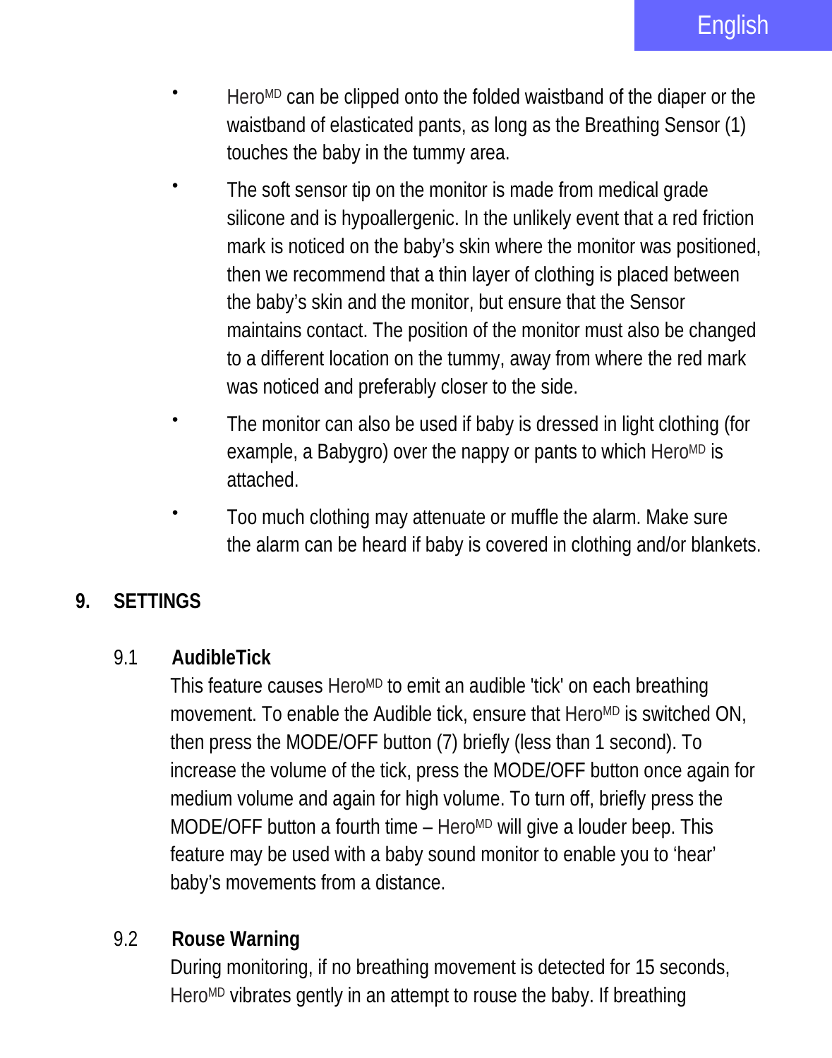- Hero[MD] can be clipped onto the folded waistband of the diaper or the waistband of elasticated pants, as long as the Breathing Sensor (1) touches the baby in the tummy area.
- The soft sensor tip on the monitor is made from medical grade silicone and is hypoallergenic. In the unlikely event that a red friction mark is noticed on the baby's skin where the monitor was positioned, then we recommend that a thin layer of clothing is placed between the baby's skin and the monitor, but ensure that the Sensor maintains contact. The position of the monitor must also be changed to a different location on the tummy, away from where the red mark was noticed and preferably closer to the side.
- The monitor can also be used if baby is dressed in light clothing (for example, a Babygro) over the nappy or pants to which Hero[MD] is attached.
- Too much clothing may attenuate or muffle the alarm. Make sure the alarm can be heard if baby is covered in clothing and/or blankets.

## 9. SETTINGS

### 9.1 AudibleTick

This feature causes Hero[MD] to emit an audible 'tick' on each breathing movement. To enable the Audible tick, ensure that Hero[MD] is switched ON, then press the MODE/OFF button (7) briefly (less than 1 second). To increase the volume of the tick, press the MODE/OFF button once again for medium volume and again for high volume. To turn off, briefly press the MODE/OFF button a fourth time – Hero[MD] will give a louder beep. This feature may be used with a baby sound monitor to enable you to 'hear' baby's movements from a distance.

### 9.2 Rouse Warning

During monitoring, if no breathing movement is detected for 15 seconds, Hero[MD] vibrates gently in an attempt to rouse the baby. If breathing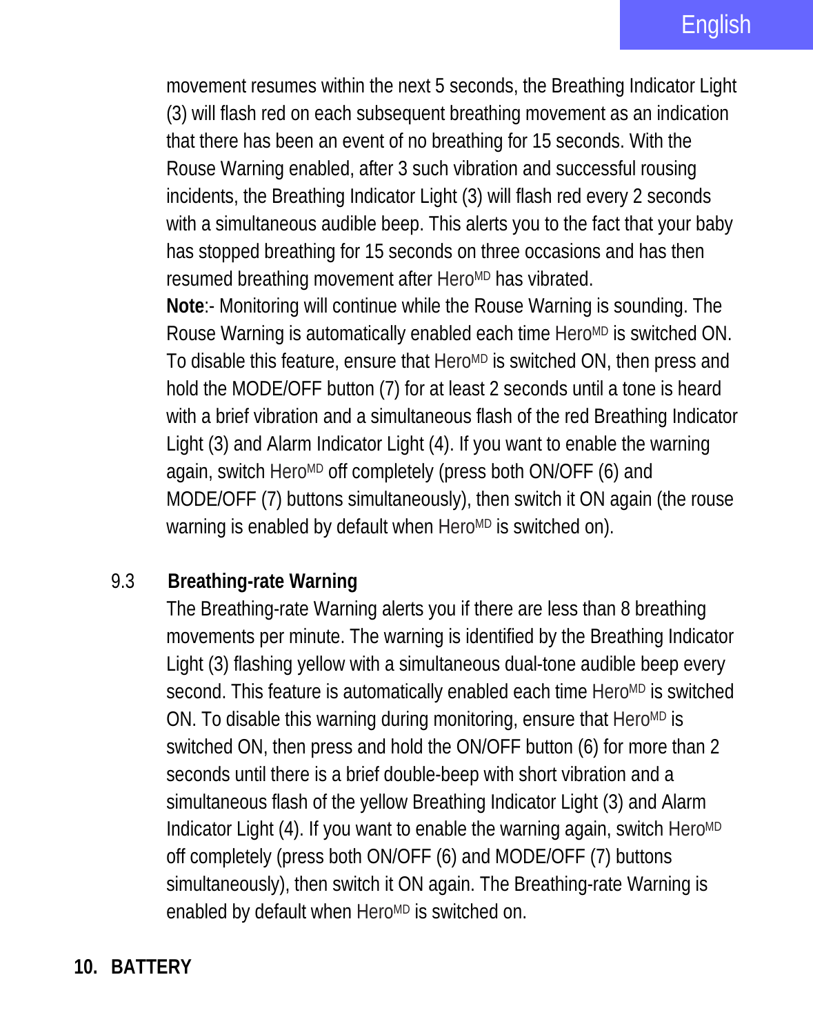movement resumes within the next 5 seconds, the Breathing Indicator Light (3) will flash red on each subsequent breathing movement as an indication that there has been an event of no breathing for 15 seconds. With the Rouse Warning enabled, after 3 such vibration and successful rousing incidents, the Breathing Indicator Light (3) will flash red every 2 seconds with a simultaneous audible beep. This alerts you to the fact that your baby has stopped breathing for 15 seconds on three occasions and has then resumed breathing movement after Hero[MD] has vibrated.

**Note**:- Monitoring will continue while the Rouse Warning is sounding. The Rouse Warning is automatically enabled each time Hero[MD] is switched ON. To disable this feature, ensure that Hero[MD] is switched ON, then press and hold the MODE/OFF button (7) for at least 2 seconds until a tone is heard with a brief vibration and a simultaneous flash of the red Breathing Indicator Light (3) and Alarm Indicator Light (4). If you want to enable the warning again, switch Hero[MD] off completely (press both ON/OFF (6) and MODE/OFF (7) buttons simultaneously), then switch it ON again (the rouse warning is enabled by default when Hero[MD] is switched on).

### 9.3 Breathing-rate Warning

The Breathing-rate Warning alerts you if there are less than 8 breathing movements per minute. The warning is identified by the Breathing Indicator Light (3) flashing yellow with a simultaneous dual-tone audible beep every second. This feature is automatically enabled each time Hero[MD] is switched ON. To disable this warning during monitoring, ensure that Hero[MD] is switched ON, then press and hold the ON/OFF button (6) for more than 2 seconds until there is a brief double-beep with short vibration and a simultaneous flash of the yellow Breathing Indicator Light (3) and Alarm Indicator Light (4). If you want to enable the warning again, switch Hero[MD] off completely (press both ON/OFF (6) and MODE/OFF (7) buttons simultaneously), then switch it ON again. The Breathing-rate Warning is enabled by default when Hero[MD] is switched on.

## 10. BATTERY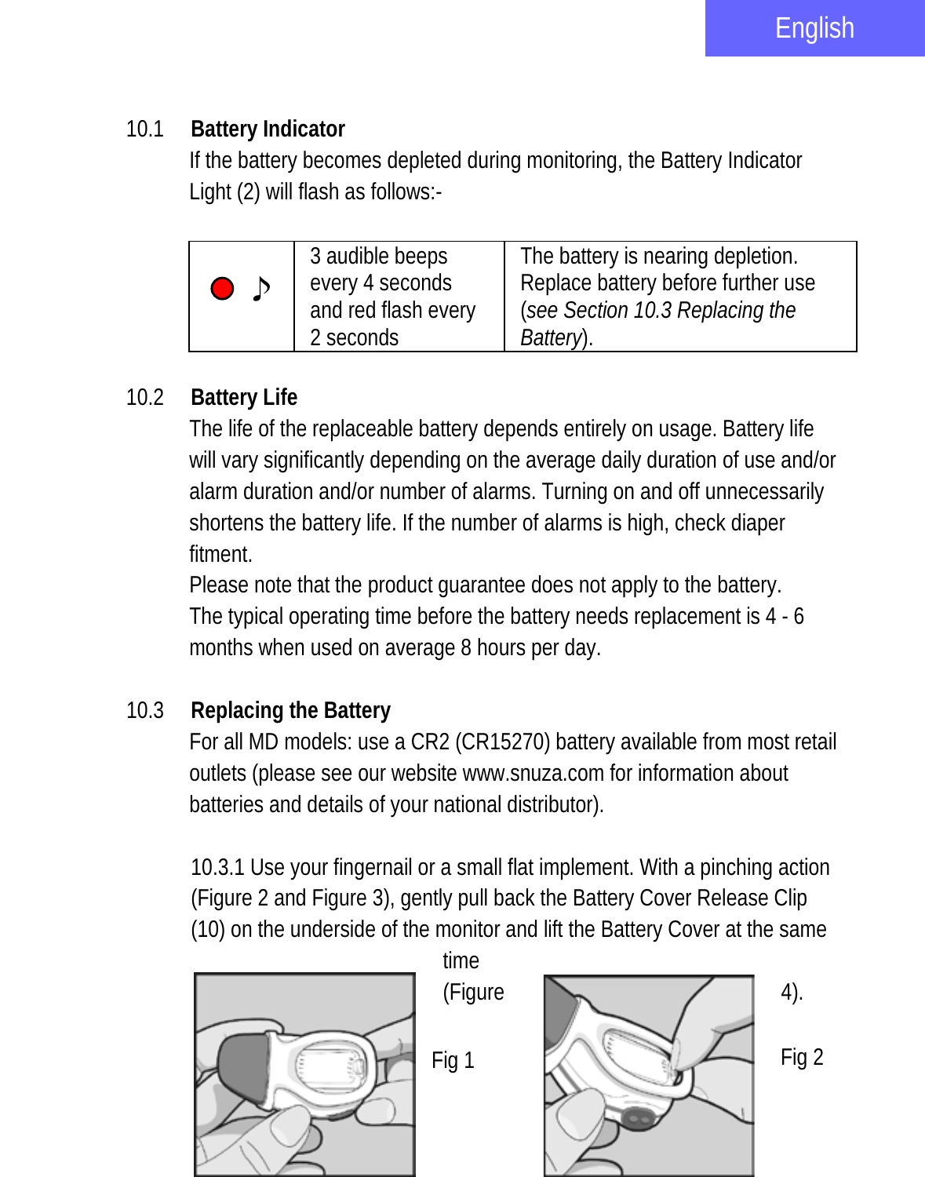## 10.1 Battery Indicator

If the battery becomes depleted during monitoring, the Battery Indicator Light (2) will flash as follows:-

| | | |
|---|---|---|
| ● ♪ | 3 audible beeps every 4 seconds and red flash every 2 seconds | The battery is nearing depletion. Replace battery before further use (*see Section 10.3 Replacing the Battery*). |

## 10.2 Battery Life

The life of the replaceable battery depends entirely on usage. Battery life will vary significantly depending on the average daily duration of use and/or alarm duration and/or number of alarms. Turning on and off unnecessarily shortens the battery life. If the number of alarms is high, check diaper fitment.

Please note that the product guarantee does not apply to the battery.

The typical operating time before the battery needs replacement is 4 - 6 months when used on average 8 hours per day.

## 10.3 Replacing the Battery

For all MD models: use a CR2 (CR15270) battery available from most retail outlets (please see our website www.snuza.com for information about batteries and details of your national distributor).

10.3.1 Use your fingernail or a small flat implement. With a pinching action (Figure 2 and Figure 3), gently pull back the Battery Cover Release Clip (10) on the underside of the monitor and lift the Battery Cover at the same time (Figure 4).

Fig 1

Fig 2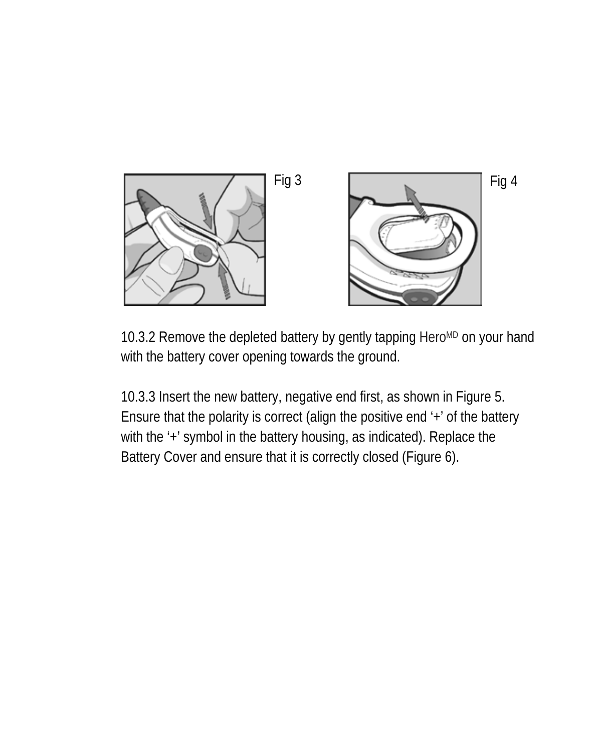Fig 3

Fig 4

10.3.2 Remove the depleted battery by gently tapping Hero[MD] on your hand with the battery cover opening towards the ground.

10.3.3 Insert the new battery, negative end first, as shown in Figure 5. Ensure that the polarity is correct (align the positive end ‘+’ of the battery with the ‘+’ symbol in the battery housing, as indicated). Replace the Battery Cover and ensure that it is correctly closed (Figure 6).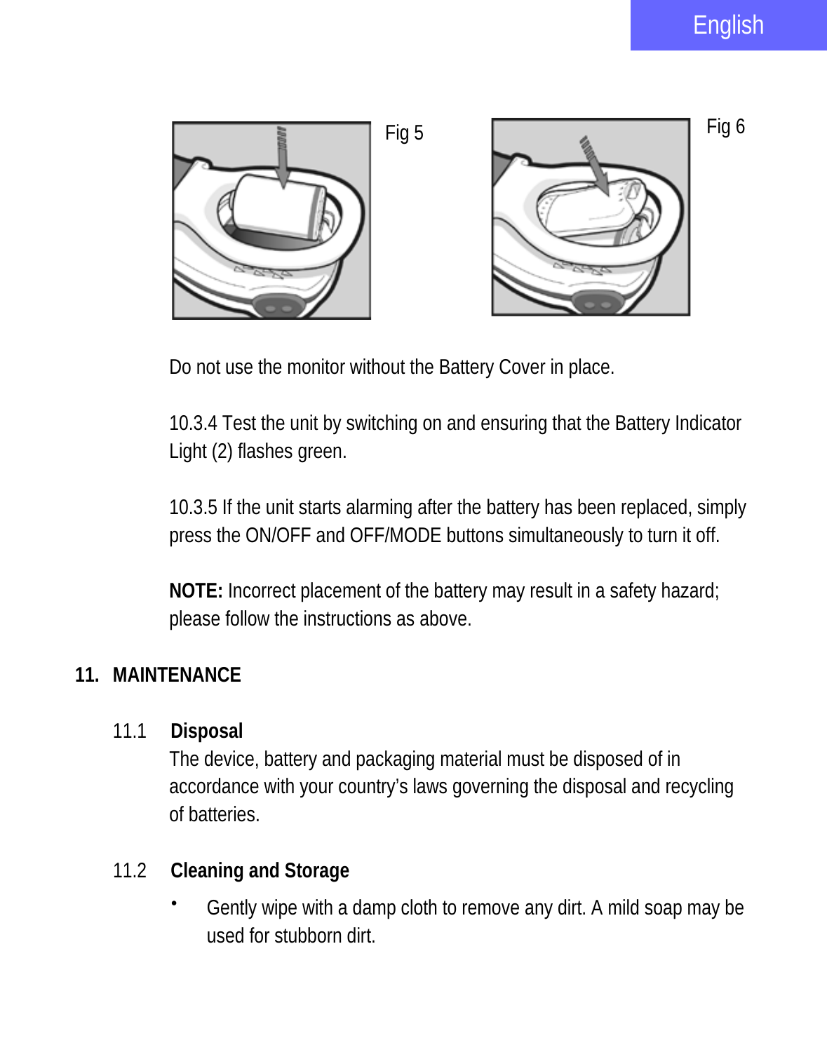Fig 5

Fig 6

Do not use the monitor without the Battery Cover in place.

10.3.4 Test the unit by switching on and ensuring that the Battery Indicator Light (2) flashes green.

10.3.5 If the unit starts alarming after the battery has been replaced, simply press the ON/OFF and OFF/MODE buttons simultaneously to turn it off.

**NOTE:** Incorrect placement of the battery may result in a safety hazard; please follow the instructions as above.

## 11. MAINTENANCE

### 11.1 Disposal

The device, battery and packaging material must be disposed of in accordance with your country’s laws governing the disposal and recycling of batteries.

### 11.2 Cleaning and Storage

- Gently wipe with a damp cloth to remove any dirt. A mild soap may be used for stubborn dirt.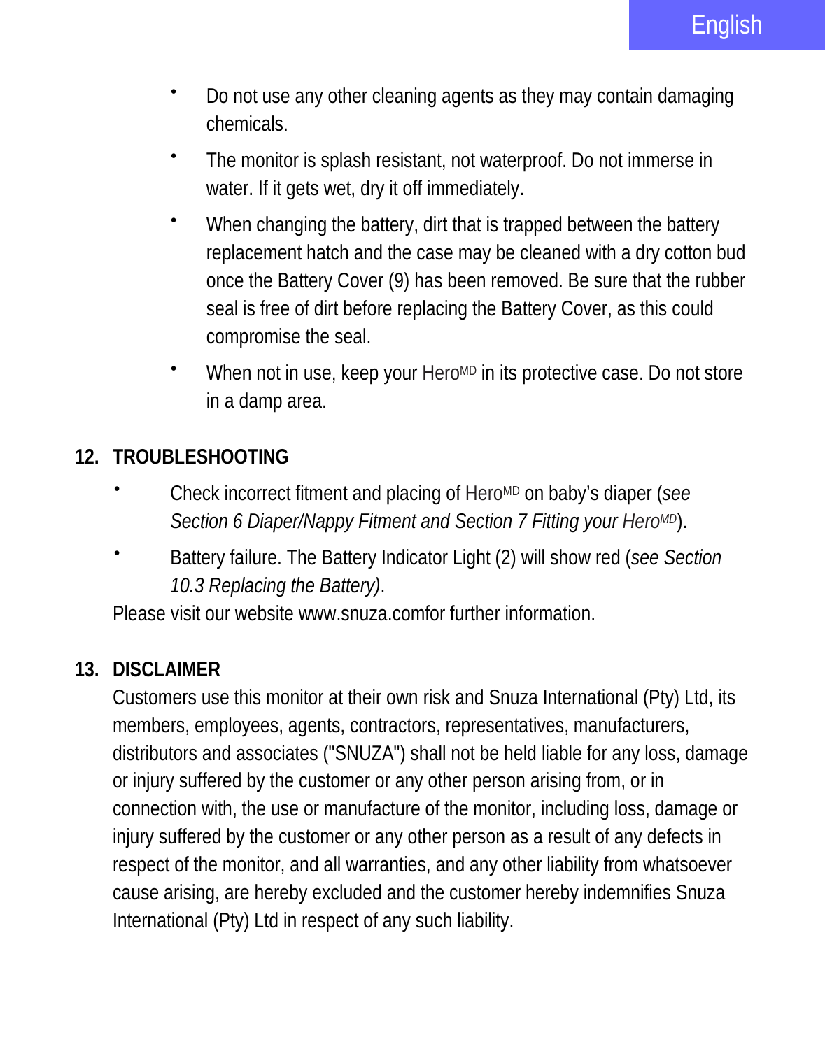- Do not use any other cleaning agents as they may contain damaging chemicals.
- The monitor is splash resistant, not waterproof. Do not immerse in water. If it gets wet, dry it off immediately.
- When changing the battery, dirt that is trapped between the battery replacement hatch and the case may be cleaned with a dry cotton bud once the Battery Cover (9) has been removed. Be sure that the rubber seal is free of dirt before replacing the Battery Cover, as this could compromise the seal.
- When not in use, keep your Hero[MD] in its protective case. Do not store in a damp area.

## 12. TROUBLESHOOTING

- Check incorrect fitment and placing of Hero[MD] on baby's diaper (*see Section 6 Diaper/Nappy Fitment and Section 7 Fitting your Hero[MD]*).
- Battery failure. The Battery Indicator Light (2) will show red (*see Section 10.3 Replacing the Battery)*.

Please visit our website www.snuza.comfor further information.

## 13. DISCLAIMER

Customers use this monitor at their own risk and Snuza International (Pty) Ltd, its members, employees, agents, contractors, representatives, manufacturers, distributors and associates ("SNUZA") shall not be held liable for any loss, damage or injury suffered by the customer or any other person arising from, or in connection with, the use or manufacture of the monitor, including loss, damage or injury suffered by the customer or any other person as a result of any defects in respect of the monitor, and all warranties, and any other liability from whatsoever cause arising, are hereby excluded and the customer hereby indemnifies Snuza International (Pty) Ltd in respect of any such liability.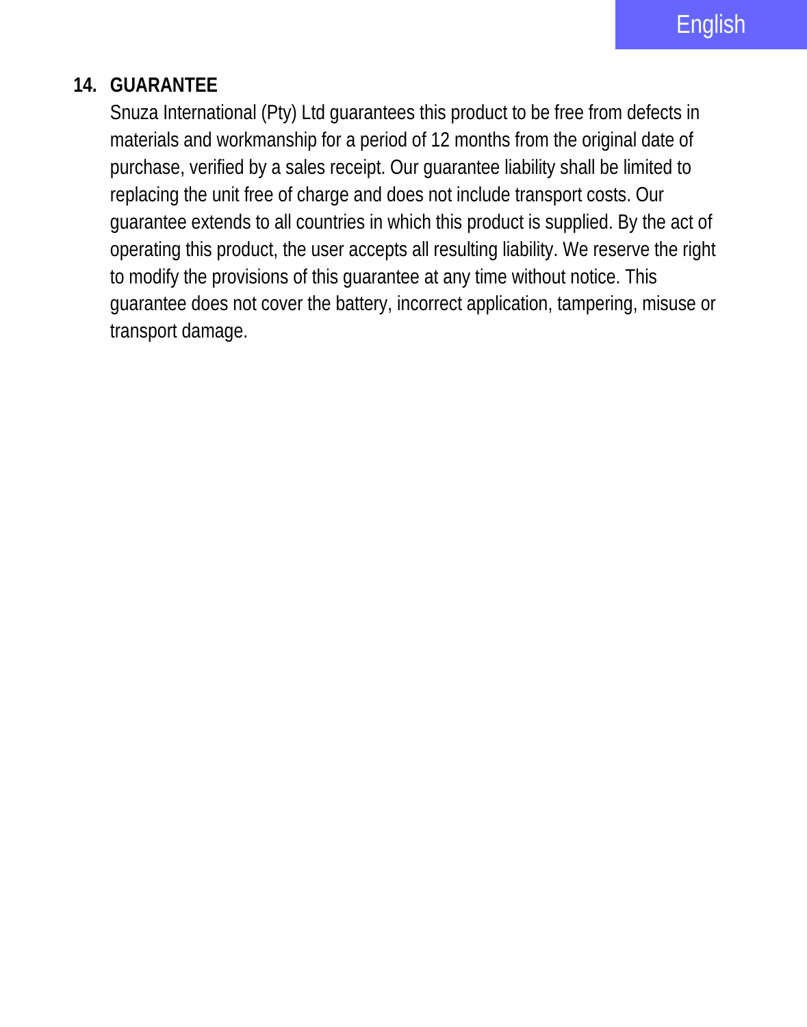## 14. GUARANTEE

Snuza International (Pty) Ltd guarantees this product to be free from defects in materials and workmanship for a period of 12 months from the original date of purchase, verified by a sales receipt. Our guarantee liability shall be limited to replacing the unit free of charge and does not include transport costs. Our guarantee extends to all countries in which this product is supplied. By the act of operating this product, the user accepts all resulting liability. We reserve the right to modify the provisions of this guarantee at any time without notice. This guarantee does not cover the battery, incorrect application, tampering, misuse or transport damage.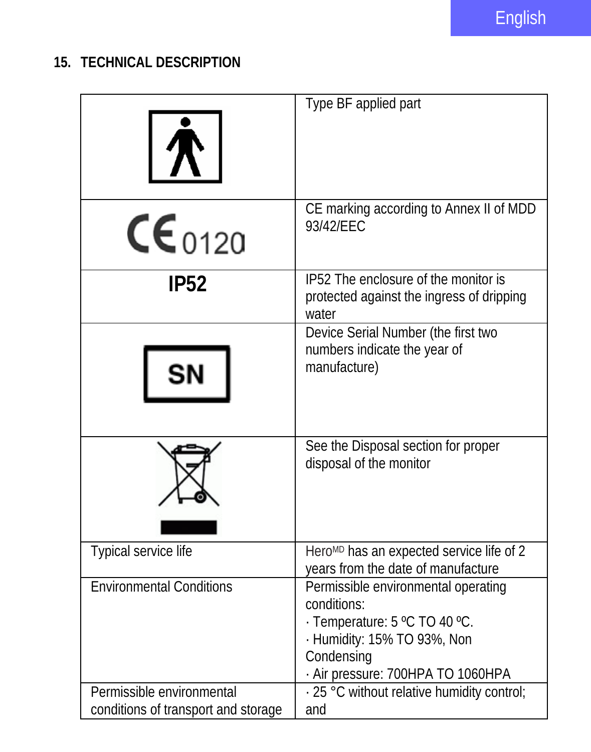## 15. TECHNICAL DESCRIPTION

| | |
|---|---|
| | Type BF applied part |
| CE 0120 | CE marking according to Annex II of MDD 93/42/EEC |
| **IP52** | IP52 The enclosure of the monitor is protected against the ingress of dripping water |
| SN | Device Serial Number (the first two numbers indicate the year of manufacture) |
| | See the Disposal section for proper disposal of the monitor |
| Typical service life | HeroMD has an expected service life of 2 years from the date of manufacture |
| Environmental Conditions | Permissible environmental operating conditions:<br>· Temperature: 5 ºC TO 40 ºC.<br>· Humidity: 15% TO 93%, Non Condensing<br>· Air pressure: 700HPA TO 1060HPA |
| Permissible environmental conditions of transport and storage | · 25 °C without relative humidity control; and |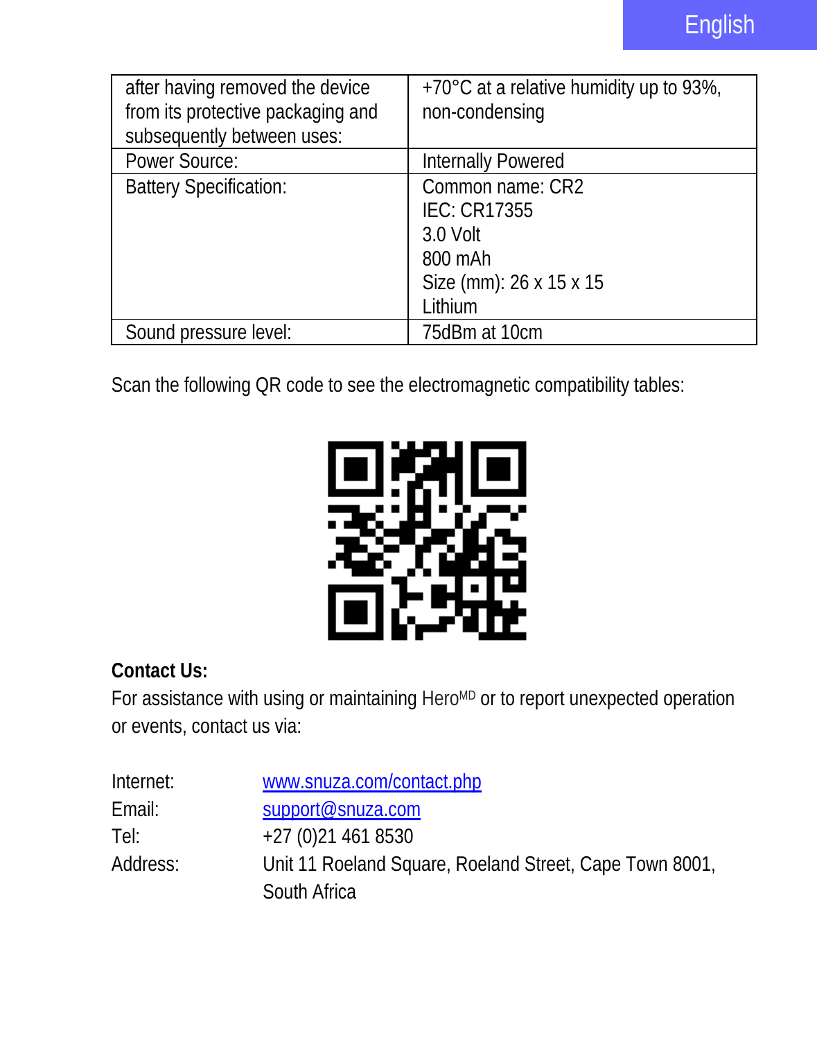| | |
|---|---|
| after having removed the device from its protective packaging and subsequently between uses: | +70°C at a relative humidity up to 93%, non-condensing |
| Power Source: | Internally Powered |
| Battery Specification: | Common name: CR2<br>IEC: CR17355<br>3.0 Volt<br>800 mAh<br>Size (mm): 26 x 15 x 15<br>Lithium |
| Sound pressure level: | 75dBm at 10cm |

Scan the following QR code to see the electromagnetic compatibility tables:

**Contact Us:**

For assistance with using or maintaining Hero[MD] or to report unexpected operation or events, contact us via:

Internet: www.snuza.com/contact.php

Email: support@snuza.com

Tel: +27 (0)21 461 8530

Address: Unit 11 Roeland Square, Roeland Street, Cape Town 8001, South Africa